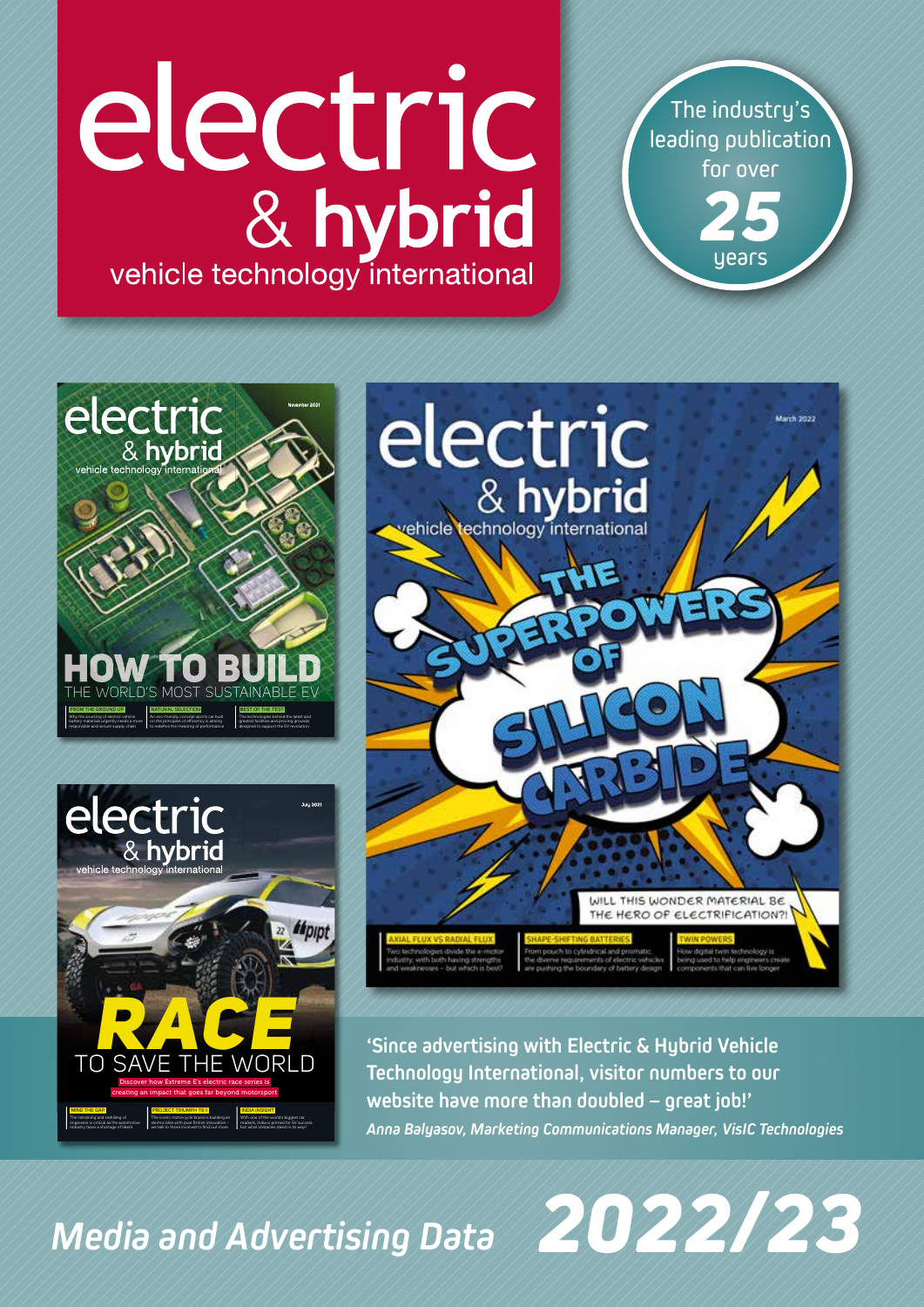# electric & hybrid

vehicle technology international

The industry's leading publication for over **25** years

'Since advertising with Electric & Hybrid Vehicle Technology International, visitor numbers to our website have more than doubled – great job!'

*Anna Balyasov, Marketing Communications Manager, VisIC Technologies*

## *Media and Advertising Data 2022/23*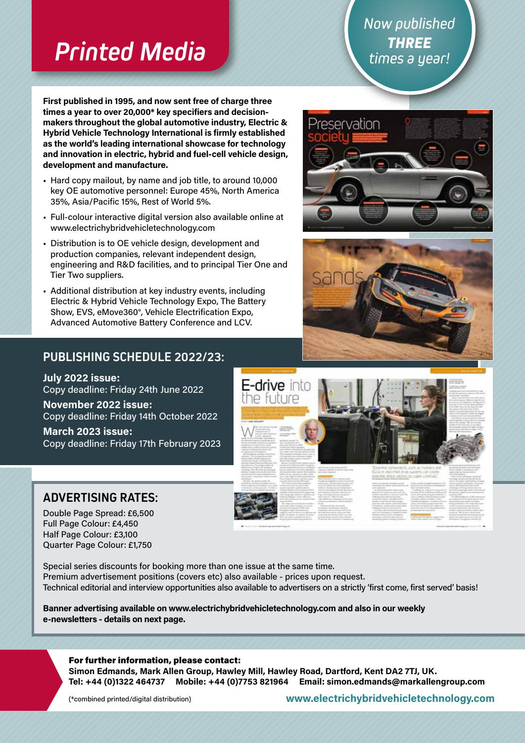# Printed Media

*Now published **THREE** times a year!*

**First published in 1995, and now sent free of charge three times a year to over 20,000* key specifiers and decision-makers throughout the global automotive industry, Electric & Hybrid Vehicle Technology International is firmly established as the world's leading international showcase for technology and innovation in electric, hybrid and fuel-cell vehicle design, development and manufacture.**

- Hard copy mailout, by name and job title, to around 10,000 key OE automotive personnel: Europe 45%, North America 35%, Asia/Pacific 15%, Rest of World 5%.
- Full-colour interactive digital version also available online at www.electrichybridvehicletechnology.com
- Distribution is to OE vehicle design, development and production companies, relevant independent design, engineering and R&D facilities, and to principal Tier One and Tier Two suppliers.
- Additional distribution at key industry events, including Electric & Hybrid Vehicle Technology Expo, The Battery Show, EVS, eMove360°, Vehicle Electrification Expo, Advanced Automotive Battery Conference and LCV.

## PUBLISHING SCHEDULE 2022/23:

**July 2022 issue:**
Copy deadline: Friday 24th June 2022

**November 2022 issue:**
Copy deadline: Friday 14th October 2022

**March 2023 issue:**
Copy deadline: Friday 17th February 2023

## ADVERTISING RATES:

Double Page Spread: £6,500
Full Page Colour: £4,450
Half Page Colour: £3,100
Quarter Page Colour: £1,750

Special series discounts for booking more than one issue at the same time.
Premium advertisement positions (covers etc) also available - prices upon request.
Technical editorial and interview opportunities also available to advertisers on a strictly 'first come, first served' basis!

**Banner advertising available on www.electrichybridvehicletechnology.com and also in our weekly e-newsletters - details on next page.**

**For further information, please contact:**
**Simon Edmands, Mark Allen Group, Hawley Mill, Hawley Road, Dartford, Kent DA2 7TJ, UK.**
**Tel: +44 (0)1322 464737 Mobile: +44 (0)7753 821964 Email: simon.edmands@markallengroup.com**

(*combined printed/digital distribution)

**www.electrichybridvehicletechnology.com**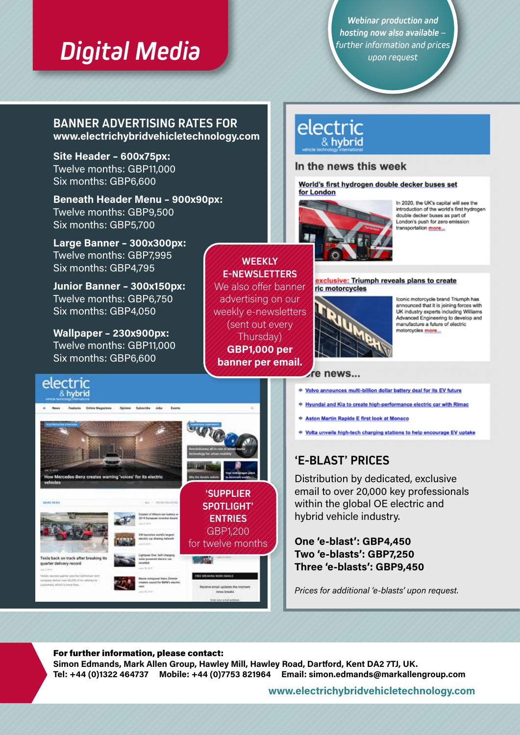# Digital Media

*Webinar production and hosting now also available – further information and prices upon request*

## BANNER ADVERTISING RATES FOR www.electrichybridvehicletechnology.com

**Site Header – 600x75px:**
Twelve months: GBP11,000
Six months: GBP6,600

**Beneath Header Menu – 900x90px:**
Twelve months: GBP9,500
Six months: GBP5,700

**Large Banner – 300x300px:**
Twelve months: GBP7,995
Six months: GBP4,795

**Junior Banner – 300x150px:**
Twelve months: GBP6,750
Six months: GBP4,050

**Wallpaper – 230x900px:**
Twelve months: GBP11,000
Six months: GBP6,600

**WEEKLY E-NEWSLETTERS**
We also offer banner advertising on our weekly e-newsletters (sent out every Thursday)
**GBP1,000 per banner per email.**

**'SUPPLIER SPOTLIGHT' ENTRIES**
GBP1,200 for twelve months

## 'E-BLAST' PRICES

Distribution by dedicated, exclusive email to over 20,000 key professionals within the global OE electric and hybrid vehicle industry.

**One 'e-blast': GBP4,450**
**Two 'e-blasts': GBP7,250**
**Three 'e-blasts': GBP9,450**

*Prices for additional 'e-blasts' upon request.*

**For further information, please contact:**
**Simon Edmands, Mark Allen Group, Hawley Mill, Hawley Road, Dartford, Kent DA2 7TJ, UK.**
**Tel: +44 (0)1322 464737 Mobile: +44 (0)7753 821964 Email: simon.edmands@markallengroup.com**

**www.electrichybridvehicletechnology.com**